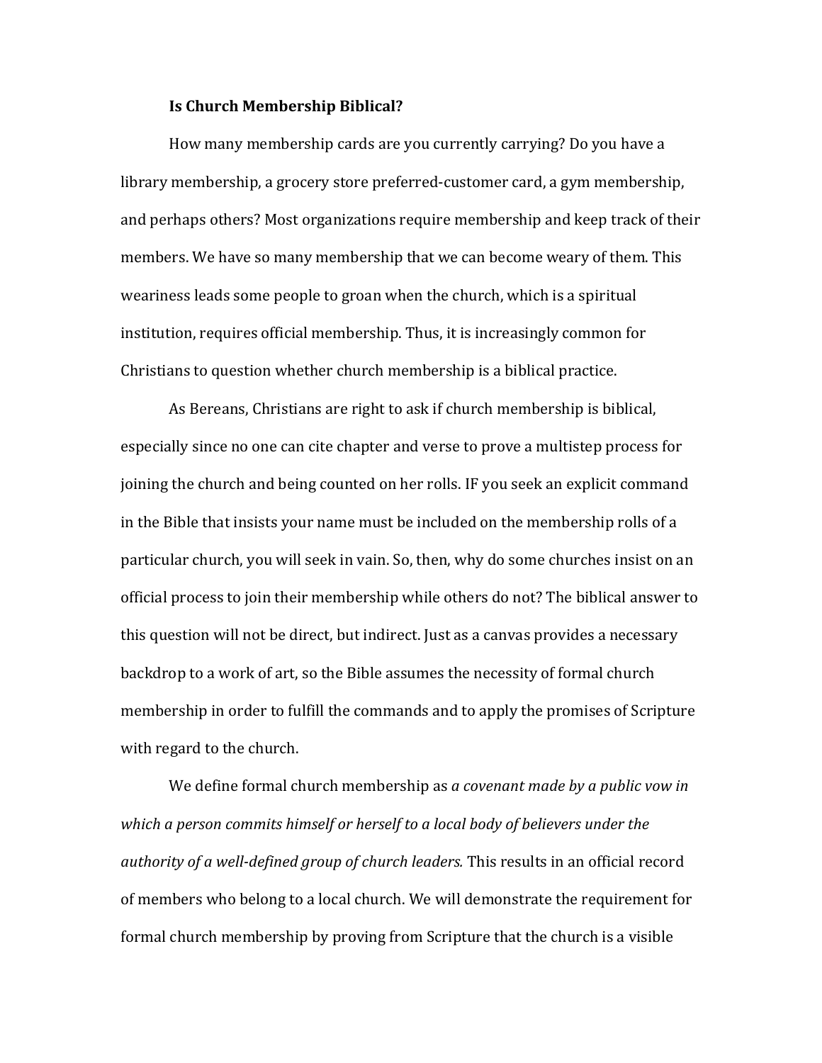**Is Church Membership Biblical?**

How many membership cards are you currently carrying? Do you have a library membership, a grocery store preferred-customer card, a gym membership, and perhaps others? Most organizations require membership and keep track of their members. We have so many membership that we can become weary of them. This weariness leads some people to groan when the church, which is a spiritual institution, requires official membership. Thus, it is increasingly common for Christians to question whether church membership is a biblical practice.

As Bereans, Christians are right to ask if church membership is biblical, especially since no one can cite chapter and verse to prove a multistep process for joining the church and being counted on her rolls. IF you seek an explicit command in the Bible that insists your name must be included on the membership rolls of a particular church, you will seek in vain. So, then, why do some churches insist on an official process to join their membership while others do not? The biblical answer to this question will not be direct, but indirect. Just as a canvas provides a necessary backdrop to a work of art, so the Bible assumes the necessity of formal church membership in order to fulfill the commands and to apply the promises of Scripture with regard to the church.

We define formal church membership as *a covenant made by a public vow in which a person commits himself or herself to a local body of believers under the authority of a well-defined group of church leaders.* This results in an official record of members who belong to a local church. We will demonstrate the requirement for formal church membership by proving from Scripture that the church is a visible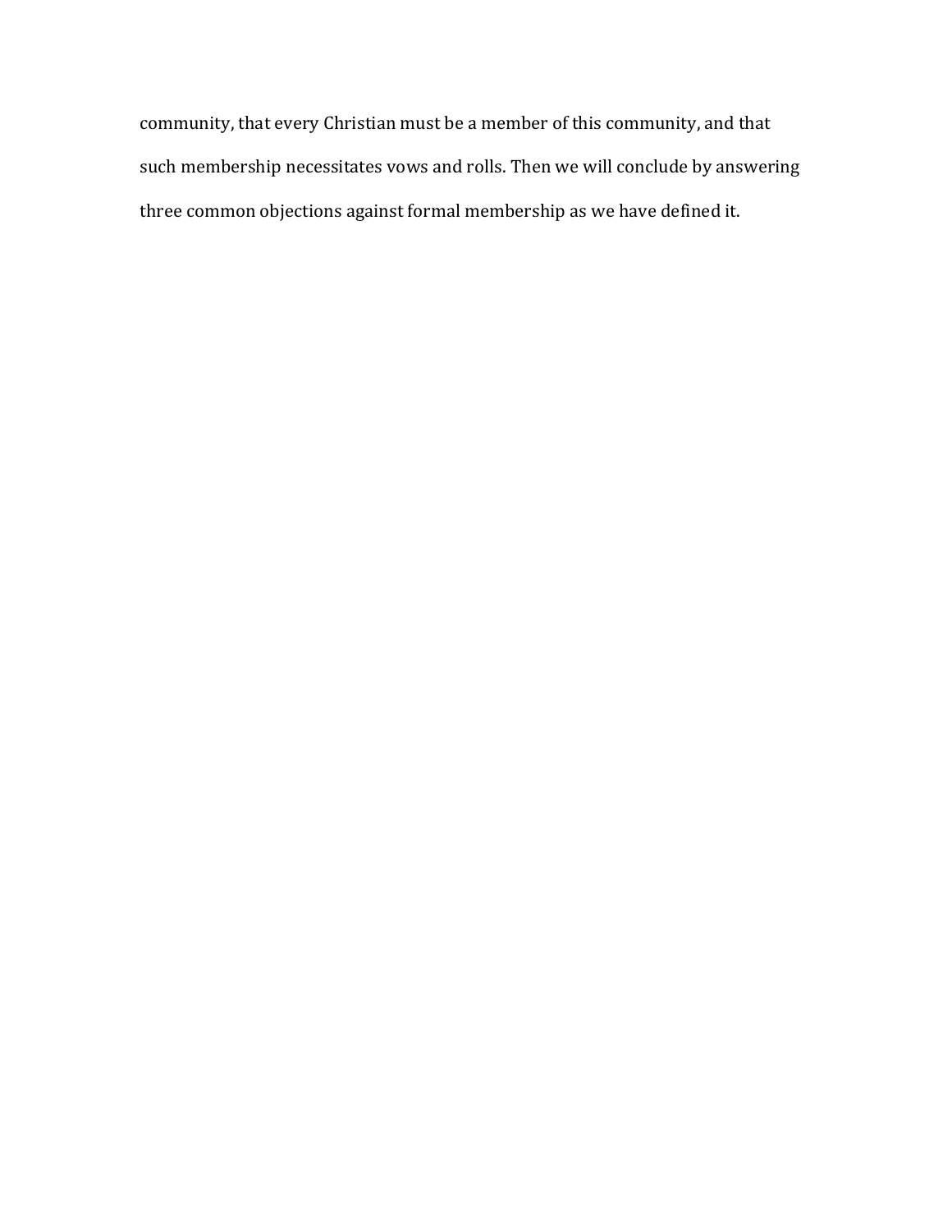community, that every Christian must be a member of this community, and that such membership necessitates vows and rolls. Then we will conclude by answering three common objections against formal membership as we have defined it.